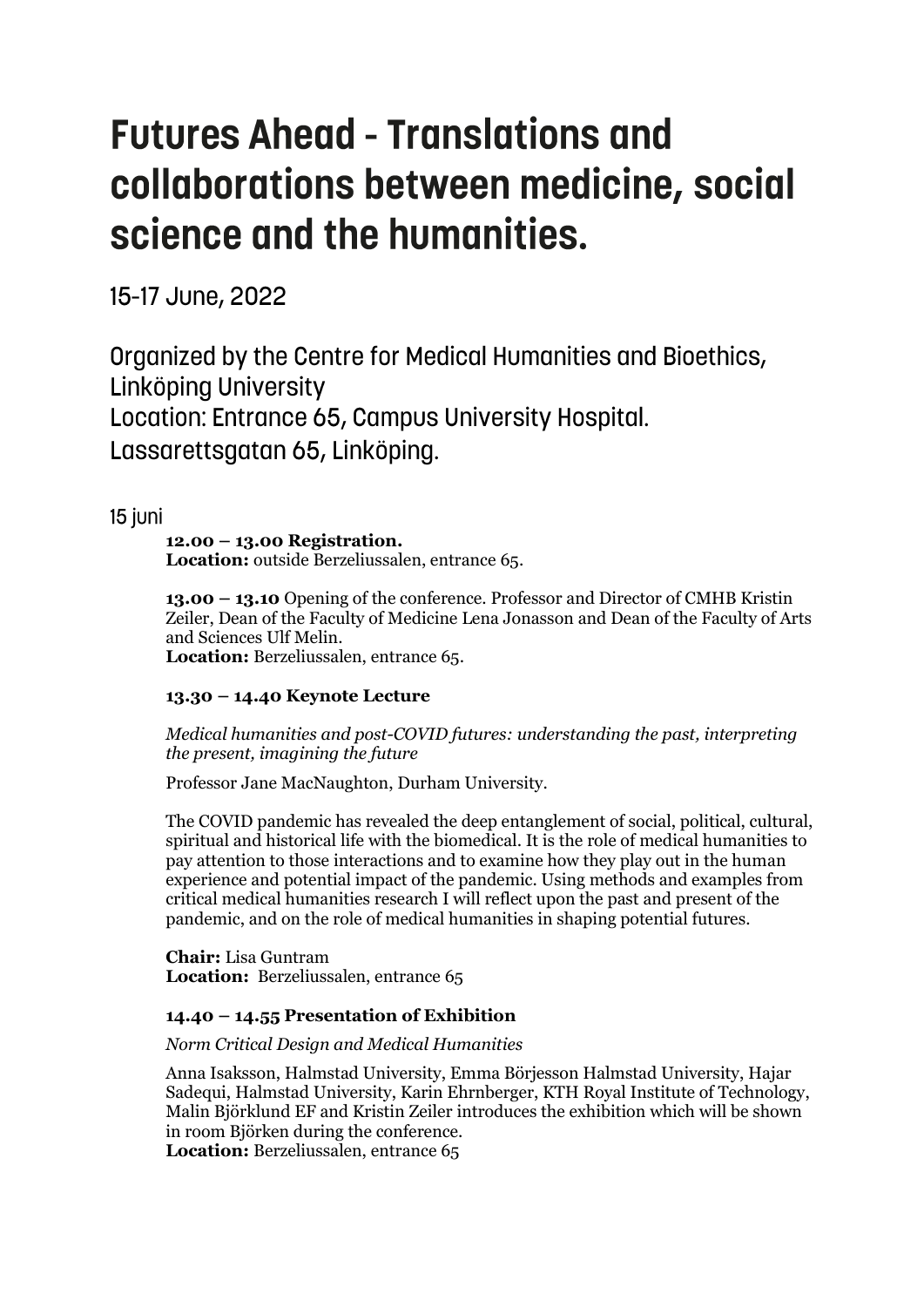# Futures Ahead - Translations and collaborations between medicine, social science and the humanities.

15-17 June, 2022

Organized by the Centre for Medical Humanities and Bioethics, Linköping University
Location: Entrance 65, Campus University Hospital.
Lassarettsgatan 65, Linköping.

## 15 juni

**12.00 – 13.00 Registration.**
**Location:** outside Berzeliussalen, entrance 65.

**13.00 – 13.10** Opening of the conference. Professor and Director of CMHB Kristin Zeiler, Dean of the Faculty of Medicine Lena Jonasson and Dean of the Faculty of Arts and Sciences Ulf Melin.
**Location:** Berzeliussalen, entrance 65.

**13.30 – 14.40 Keynote Lecture**

*Medical humanities and post-COVID futures: understanding the past, interpreting the present, imagining the future*

Professor Jane MacNaughton, Durham University.

The COVID pandemic has revealed the deep entanglement of social, political, cultural, spiritual and historical life with the biomedical. It is the role of medical humanities to pay attention to those interactions and to examine how they play out in the human experience and potential impact of the pandemic. Using methods and examples from critical medical humanities research I will reflect upon the past and present of the pandemic, and on the role of medical humanities in shaping potential futures.

**Chair:** Lisa Guntram
**Location:** Berzeliussalen, entrance 65

**14.40 – 14.55 Presentation of Exhibition**

*Norm Critical Design and Medical Humanities*

Anna Isaksson, Halmstad University, Emma Börjesson Halmstad University, Hajar Sadequi, Halmstad University, Karin Ehrnberger, KTH Royal Institute of Technology, Malin Björklund EF and Kristin Zeiler introduces the exhibition which will be shown in room Björken during the conference.
**Location:** Berzeliussalen, entrance 65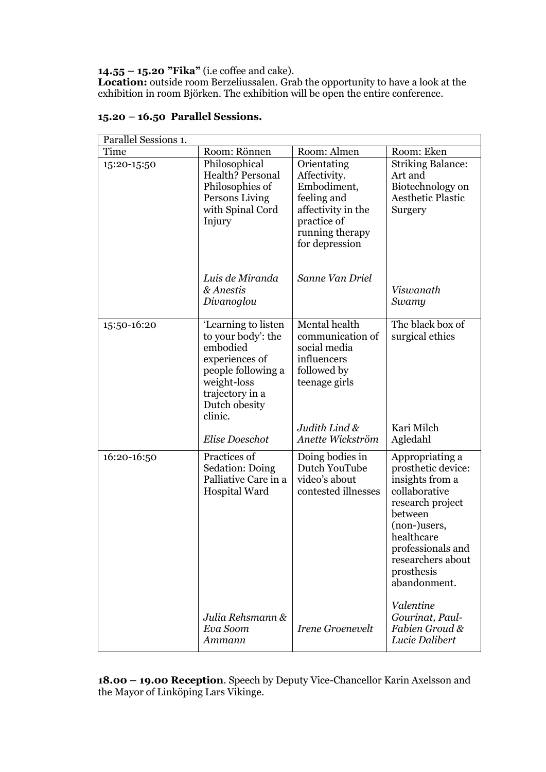**14.55 – 15.20 "Fika"** (i.e coffee and cake).
**Location:** outside room Berzeliussalen. Grab the opportunity to have a look at the exhibition in room Björken. The exhibition will be open the entire conference.

**15.20 – 16.50 Parallel Sessions.**

| Parallel Sessions 1. | | | |
|---|---|---|---|
| Time | Room: Rönnen | Room: Almen | Room: Eken |
| 15:20-15:50 | Philosophical Health? Personal Philosophies of Persons Living with Spinal Cord Injury<br><br>*Luis de Miranda & Anestis Divanoglou* | Orientating Affectivity. Embodiment, feeling and affectivity in the practice of running therapy for depression<br><br>*Sanne Van Driel* | Striking Balance: Art and Biotechnology on Aesthetic Plastic Surgery<br><br>*Viswanath Swamy* |
| 15:50-16:20 | 'Learning to listen to your body': the embodied experiences of people following a weight-loss trajectory in a Dutch obesity clinic.<br><br>*Elise Doeschot* | Mental health communication of social media influencers followed by teenage girls<br><br>*Judith Lind & Anette Wickström* | The black box of surgical ethics<br><br>Kari Milch Agledahl |
| 16:20-16:50 | Practices of Sedation: Doing Palliative Care in a Hospital Ward<br><br>*Julia Rehsmann & Eva Soom Ammann* | Doing bodies in Dutch YouTube video's about contested illnesses<br><br>*Irene Groenevelt* | Appropriating a prosthetic device: insights from a collaborative research project between (non-)users, healthcare professionals and researchers about prosthesis abandonment.<br><br>*Valentine Gourinat, Paul-Fabien Groud & Lucie Dalibert* |

**18.00 – 19.00 Reception**. Speech by Deputy Vice-Chancellor Karin Axelsson and the Mayor of Linköping Lars Vikinge.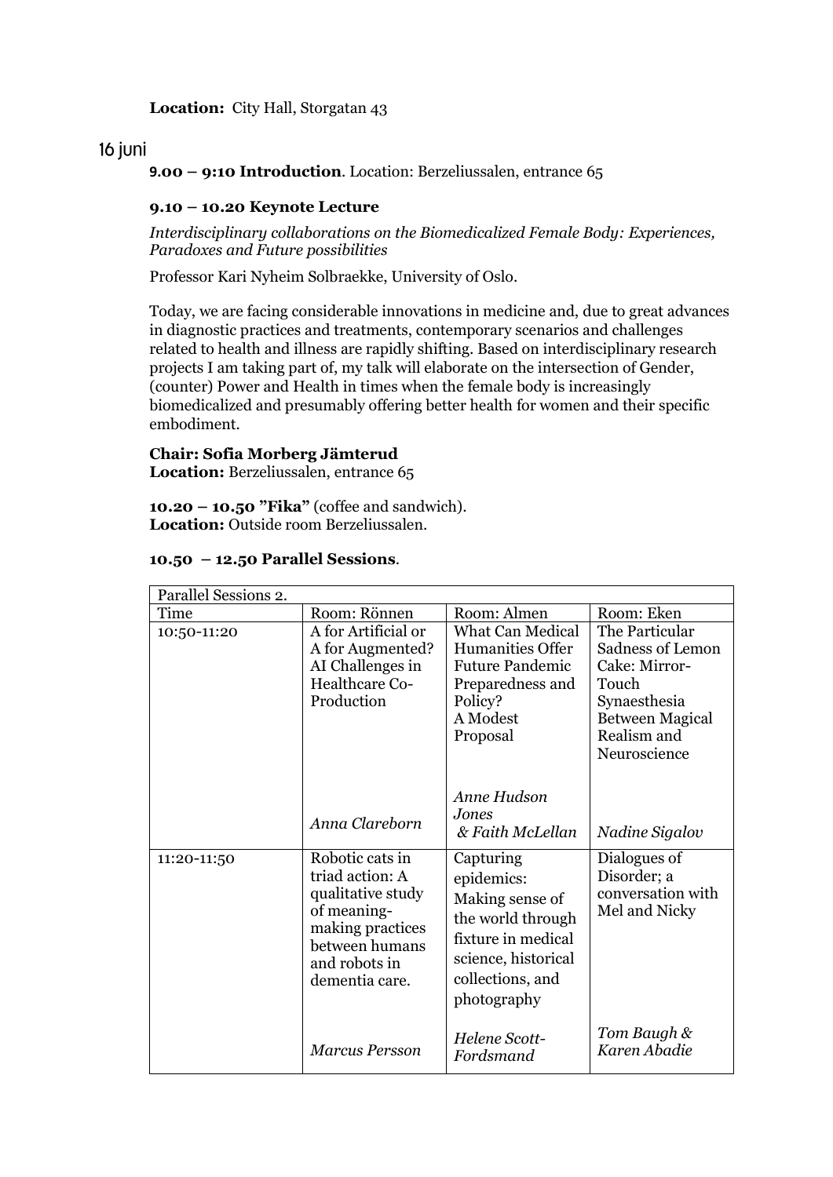**Location:** City Hall, Storgatan 43

## 16 juni

**9.00 – 9:10 Introduction**. Location: Berzeliussalen, entrance 65

**9.10 – 10.20 Keynote Lecture**

*Interdisciplinary collaborations on the Biomedicalized Female Body: Experiences, Paradoxes and Future possibilities*

Professor Kari Nyheim Solbraekke, University of Oslo.

Today, we are facing considerable innovations in medicine and, due to great advances in diagnostic practices and treatments, contemporary scenarios and challenges related to health and illness are rapidly shifting. Based on interdisciplinary research projects I am taking part of, my talk will elaborate on the intersection of Gender, (counter) Power and Health in times when the female body is increasingly biomedicalized and presumably offering better health for women and their specific embodiment.

**Chair: Sofia Morberg Jämterud**
**Location:** Berzeliussalen, entrance 65

**10.20 – 10.50 "Fika"** (coffee and sandwich).
**Location:** Outside room Berzeliussalen.

**10.50 – 12.50 Parallel Sessions**.

| Parallel Sessions 2. | | | |
|---|---|---|---|
| Time | Room: Rönnen | Room: Almen | Room: Eken |
| 10:50-11:20 | A for Artificial or A for Augmented? AI Challenges in Healthcare Co-Production<br><br>*Anna Clareborn* | What Can Medical Humanities Offer Future Pandemic Preparedness and Policy? A Modest Proposal<br><br>*Anne Hudson Jones & Faith McLellan* | The Particular Sadness of Lemon Cake: Mirror-Touch Synaesthesia Between Magical Realism and Neuroscience<br><br>*Nadine Sigalov* |
| 11:20-11:50 | Robotic cats in triad action: A qualitative study of meaning-making practices between humans and robots in dementia care.<br><br>*Marcus Persson* | Capturing epidemics: Making sense of the world through fixture in medical science, historical collections, and photography<br><br>*Helene Scott-Fordsmand* | Dialogues of Disorder; a conversation with Mel and Nicky<br><br>*Tom Baugh & Karen Abadie* |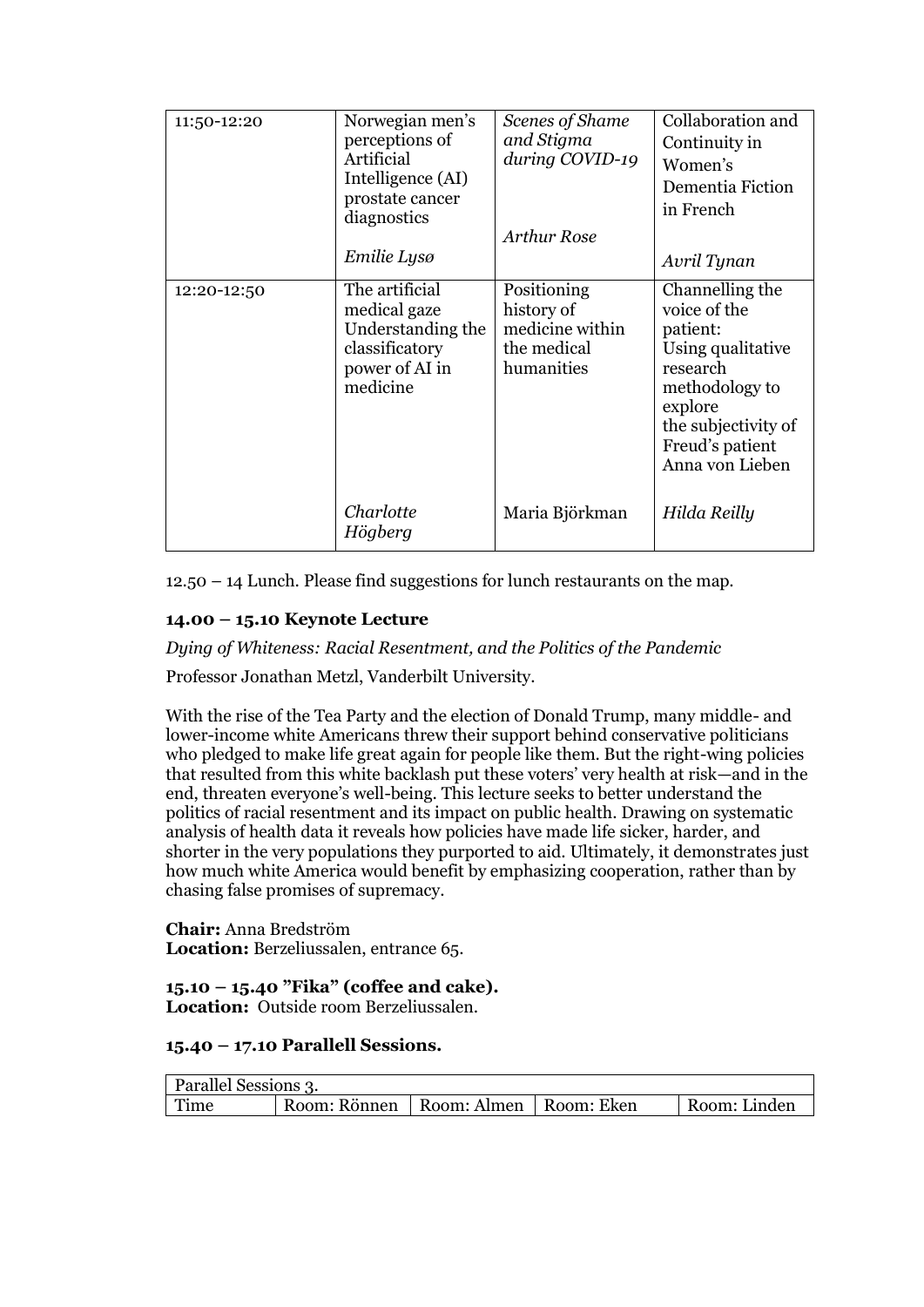| | | | |
|---|---|---|---|
| 11:50-12:20 | Norwegian men's perceptions of Artificial Intelligence (AI) prostate cancer diagnostics<br><br>*Emilie Lysø* | *Scenes of Shame and Stigma during COVID-19*<br><br>*Arthur Rose* | Collaboration and Continuity in Women's Dementia Fiction in French<br><br>*Avril Tynan* |
| 12:20-12:50 | The artificial medical gaze Understanding the classificatory power of AI in medicine<br><br>*Charlotte Högberg* | Positioning history of medicine within the medical humanities<br><br>Maria Björkman | Channelling the voice of the patient: Using qualitative research methodology to explore the subjectivity of Freud's patient Anna von Lieben<br><br>*Hilda Reilly* |

12.50 – 14 Lunch. Please find suggestions for lunch restaurants on the map.

**14.00 – 15.10 Keynote Lecture**

*Dying of Whiteness: Racial Resentment, and the Politics of the Pandemic*

Professor Jonathan Metzl, Vanderbilt University.

With the rise of the Tea Party and the election of Donald Trump, many middle- and lower-income white Americans threw their support behind conservative politicians who pledged to make life great again for people like them. But the right-wing policies that resulted from this white backlash put these voters' very health at risk—and in the end, threaten everyone's well-being. This lecture seeks to better understand the politics of racial resentment and its impact on public health. Drawing on systematic analysis of health data it reveals how policies have made life sicker, harder, and shorter in the very populations they purported to aid. Ultimately, it demonstrates just how much white America would benefit by emphasizing cooperation, rather than by chasing false promises of supremacy.

**Chair:** Anna Bredström
**Location:** Berzeliussalen, entrance 65.

**15.10 – 15.40 "Fika" (coffee and cake).**
**Location:** Outside room Berzeliussalen.

**15.40 – 17.10 Parallell Sessions.**

| Parallel Sessions 3. | | | | |
|---|---|---|---|---|
| Time | Room: Rönnen | Room: Almen | Room: Eken | Room: Linden |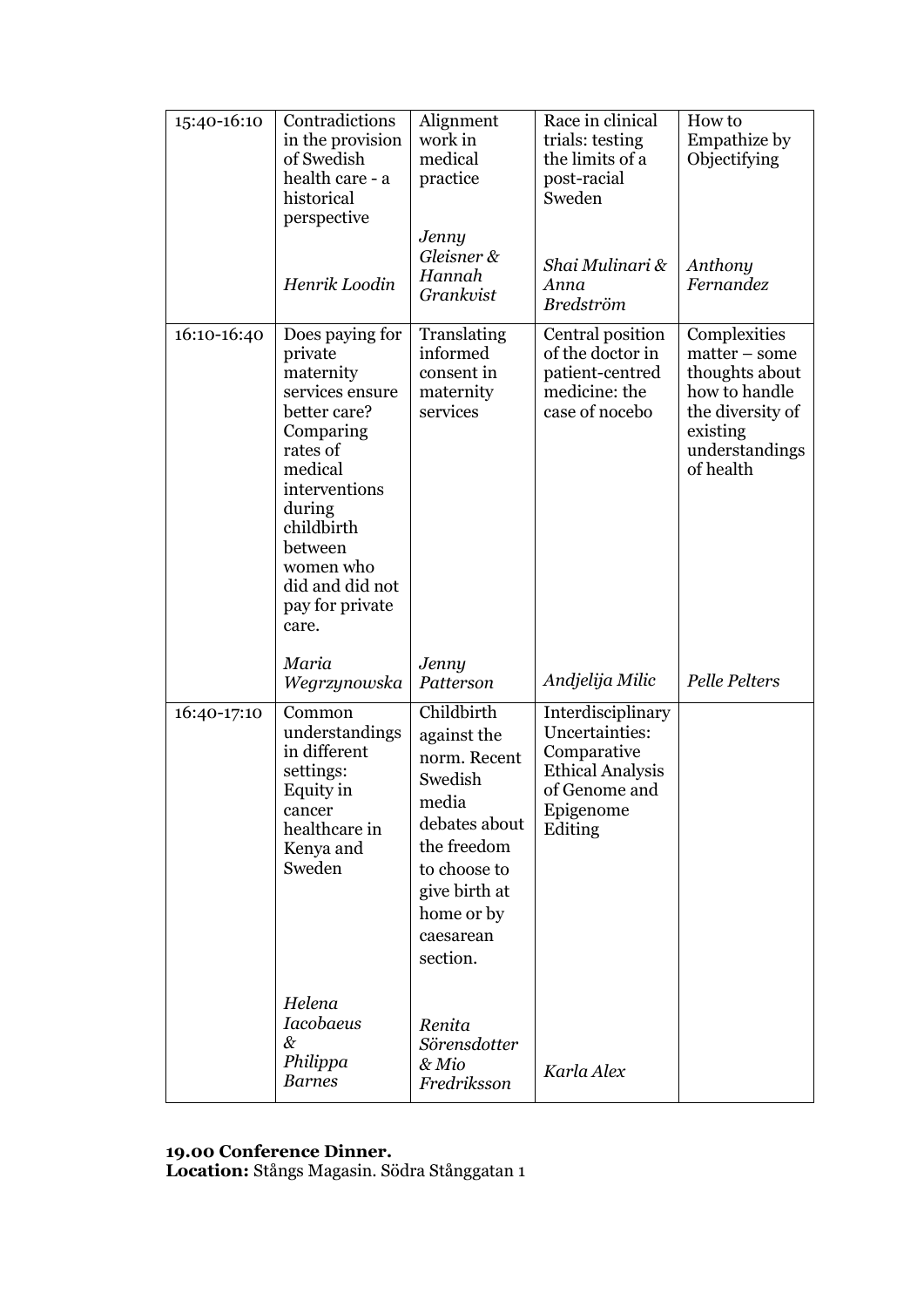| 15:40-16:10 | Contradictions in the provision of Swedish health care - a historical perspective<br><br>*Henrik Loodin* | Alignment work in medical practice<br><br>*Jenny Gleisner & Hannah Grankvist* | Race in clinical trials: testing the limits of a post-racial Sweden<br><br>*Shai Mulinari & Anna Bredström* | How to Empathize by Objectifying<br><br>*Anthony Fernandez* |
|---|---|---|---|---|
| 16:10-16:40 | Does paying for private maternity services ensure better care? Comparing rates of medical interventions during childbirth between women who did and did not pay for private care.<br><br>*Maria Wegrzynowska* | Translating informed consent in maternity services<br><br>*Jenny Patterson* | Central position of the doctor in patient-centred medicine: the case of nocebo<br><br>*Andjelija Milic* | Complexities matter – some thoughts about how to handle the diversity of existing understandings of health<br><br>*Pelle Pelters* |
| 16:40-17:10 | Common understandings in different settings: Equity in cancer healthcare in Kenya and Sweden<br><br>*Helena Iacobaeus & Philippa Barnes* | Childbirth against the norm. Recent Swedish media debates about the freedom to choose to give birth at home or by caesarean section.<br><br>*Renita Sörensdotter & Mio Fredriksson* | Interdisciplinary Uncertainties: Comparative Ethical Analysis of Genome and Epigenome Editing<br><br>*Karla Alex* | |

**19.00 Conference Dinner.**
**Location:** Stångs Magasin. Södra Stånggatan 1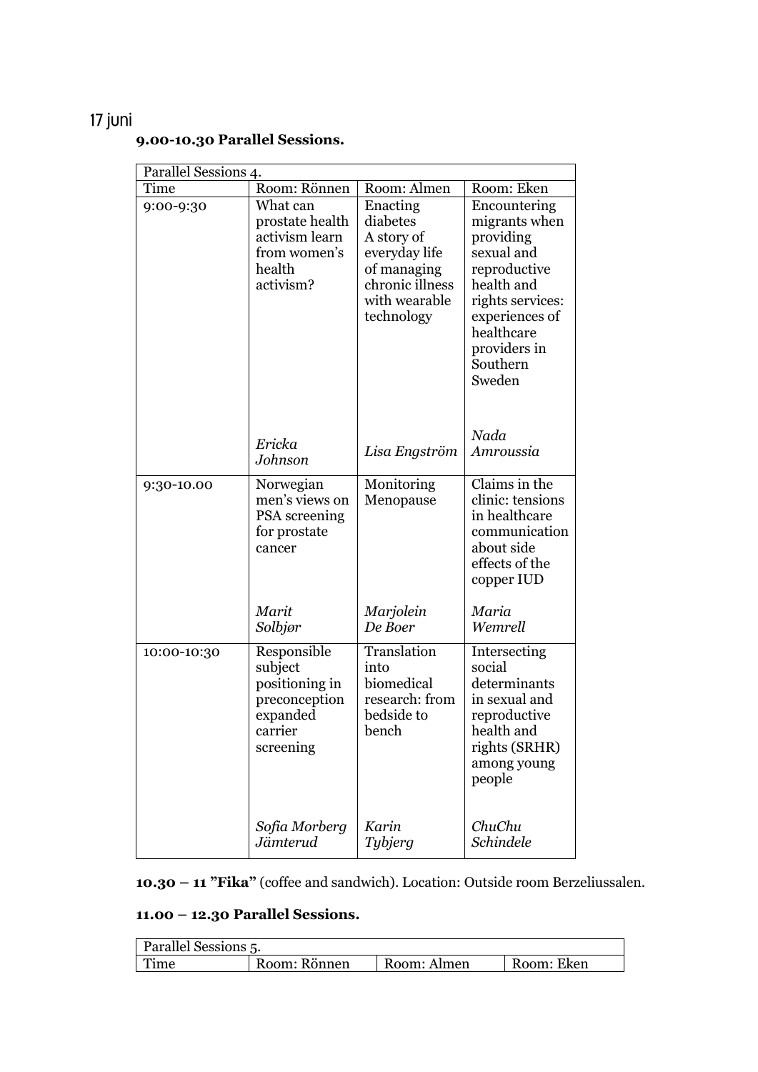# 17 juni

**9.00-10.30 Parallel Sessions.**

| Parallel Sessions 4. | | | |
|---|---|---|---|
| Time | Room: Rönnen | Room: Almen | Room: Eken |
| 9:00-9:30 | What can prostate health activism learn from women's health activism? *Ericka Johnson* | Enacting diabetes A story of everyday life of managing chronic illness with wearable technology *Lisa Engström* | Encountering migrants when providing sexual and reproductive health and rights services: experiences of healthcare providers in Southern Sweden *Nada Amroussia* |
| 9:30-10.00 | Norwegian men's views on PSA screening for prostate cancer *Marit Solbjør* | Monitoring Menopause *Marjolein De Boer* | Claims in the clinic: tensions in healthcare communication about side effects of the copper IUD *Maria Wemrell* |
| 10:00-10:30 | Responsible subject positioning in preconception expanded carrier screening *Sofia Morberg Jämterud* | Translation into biomedical research: from bedside to bench *Karin Tybjerg* | Intersecting social determinants in sexual and reproductive health and rights (SRHR) among young people *ChuChu Schindele* |

**10.30 – 11 "Fika"** (coffee and sandwich). Location: Outside room Berzeliussalen.

**11.00 – 12.30 Parallel Sessions.**

| Parallel Sessions 5. | | | |
|---|---|---|---|
| Time | Room: Rönnen | Room: Almen | Room: Eken |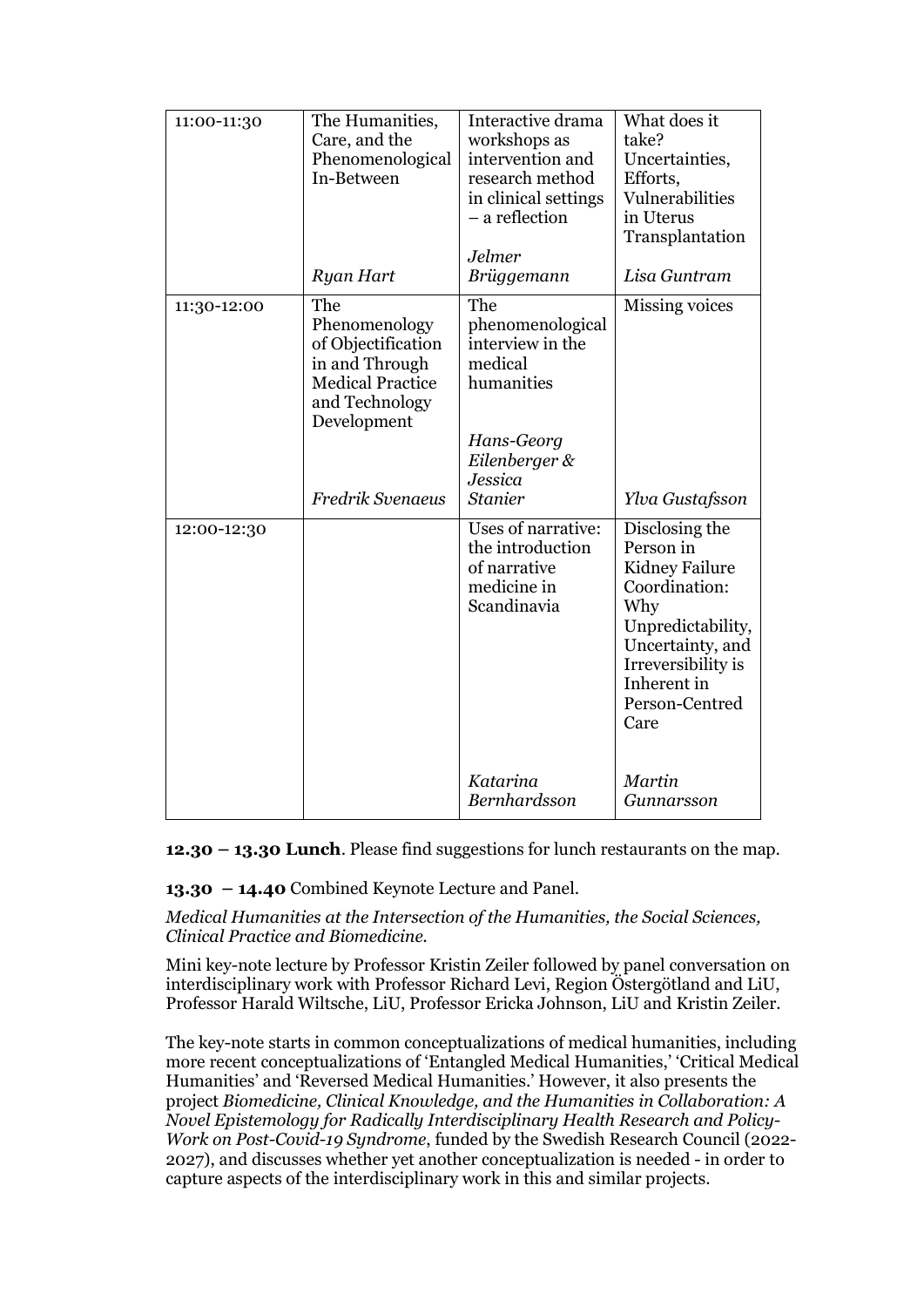| 11:00-11:30 | The Humanities, Care, and the Phenomenological In-Between<br><br>*Ryan Hart* | Interactive drama workshops as intervention and research method in clinical settings – a reflection<br><br>*Jelmer Brüggemann* | What does it take? Uncertainties, Efforts, Vulnerabilities in Uterus Transplantation<br><br>*Lisa Guntram* |
|---|---|---|---|
| 11:30-12:00 | The Phenomenology of Objectification in and Through Medical Practice and Technology Development<br><br>*Fredrik Svenaeus* | The phenomenological interview in the medical humanities<br><br>*Hans-Georg Eilenberger & Jessica Stanier* | Missing voices<br><br>*Ylva Gustafsson* |
| 12:00-12:30 | | Uses of narrative: the introduction of narrative medicine in Scandinavia<br><br>*Katarina Bernhardsson* | Disclosing the Person in Kidney Failure Coordination: Why Unpredictability, Uncertainty, and Irreversibility is Inherent in Person-Centred Care<br><br>*Martin Gunnarsson* |

**12.30 – 13.30 Lunch**. Please find suggestions for lunch restaurants on the map.

**13.30 – 14.40** Combined Keynote Lecture and Panel.

*Medical Humanities at the Intersection of the Humanities, the Social Sciences, Clinical Practice and Biomedicine.*

Mini key-note lecture by Professor Kristin Zeiler followed by panel conversation on interdisciplinary work with Professor Richard Levi, Region Östergötland and LiU, Professor Harald Wiltsche, LiU, Professor Ericka Johnson, LiU and Kristin Zeiler.

The key-note starts in common conceptualizations of medical humanities, including more recent conceptualizations of 'Entangled Medical Humanities,' 'Critical Medical Humanities' and 'Reversed Medical Humanities.' However, it also presents the project *Biomedicine, Clinical Knowledge, and the Humanities in Collaboration: A Novel Epistemology for Radically Interdisciplinary Health Research and Policy-Work on Post-Covid-19 Syndrome*, funded by the Swedish Research Council (2022-2027), and discusses whether yet another conceptualization is needed - in order to capture aspects of the interdisciplinary work in this and similar projects.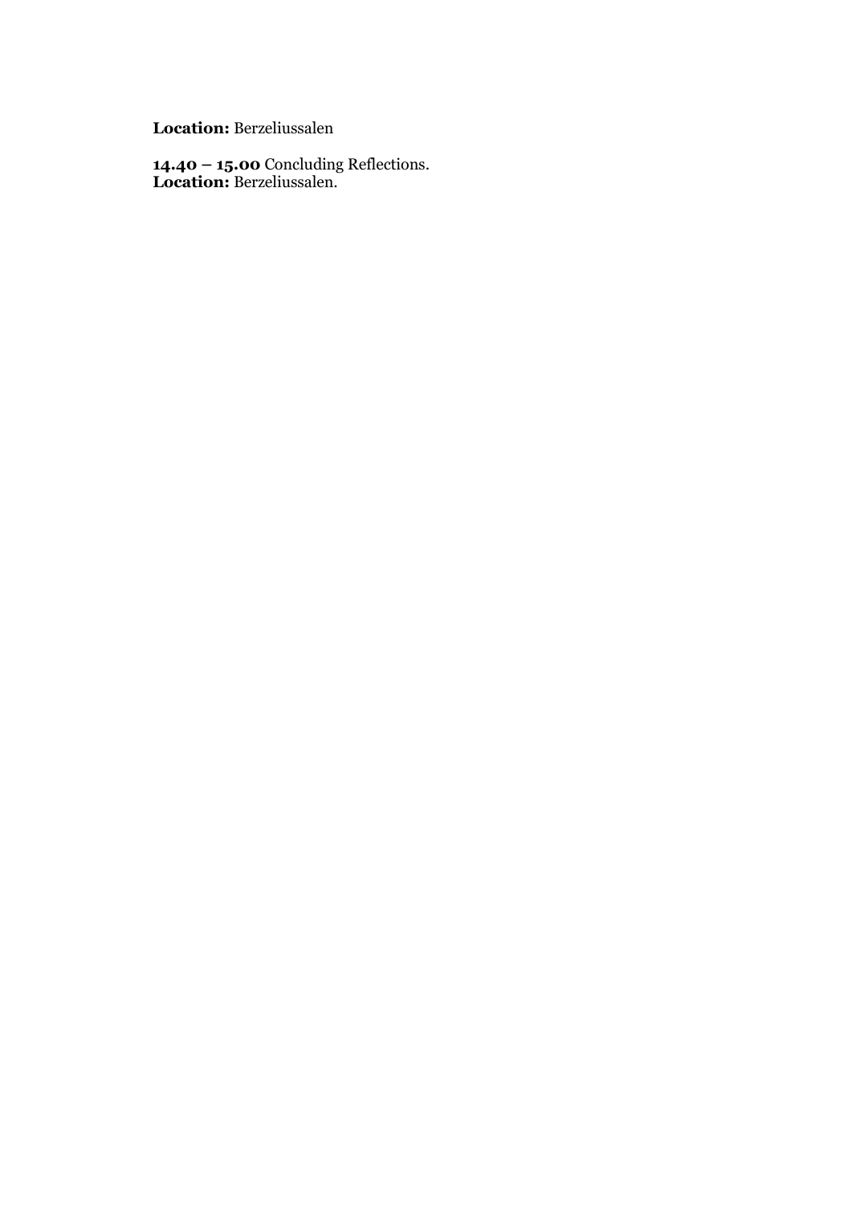**Location:** Berzeliussalen

**14.40 – 15.00** Concluding Reflections.
**Location:** Berzeliussalen.